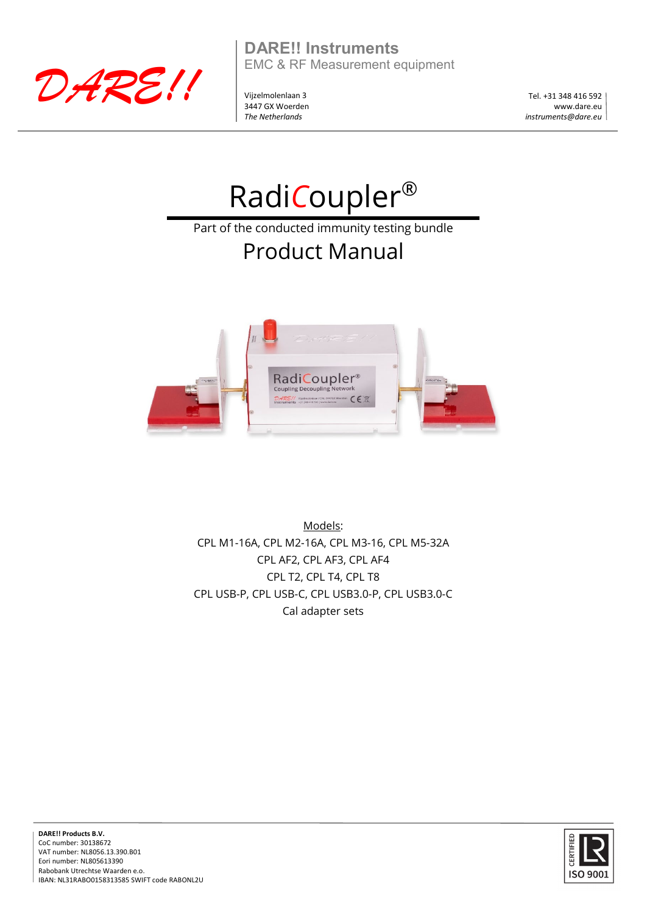DARE!!

**DARE!! Instruments**
EMC & RF Measurement equipment

Vijzelmolenlaan 3
3447 GX Woerden
*The Netherlands*

Tel. +31 348 416 592
www.dare.eu
*instruments@dare.eu*

# RadiCoupler®

Part of the conducted immunity testing bundle

## Product Manual

Models:
CPL M1-16A, CPL M2-16A, CPL M3-16, CPL M5-32A
CPL AF2, CPL AF3, CPL AF4
CPL T2, CPL T4, CPL T8
CPL USB-P, CPL USB-C, CPL USB3.0-P, CPL USB3.0-C
Cal adapter sets

**DARE!! Products B.V.**
CoC number: 30138672
VAT number: NL8056.13.390.B01
Eori number: NL805613390
Rabobank Utrechtse Waarden e.o.
IBAN: NL31RABO0158313585 SWIFT code RABONL2U

CERTIFIED ISO 9001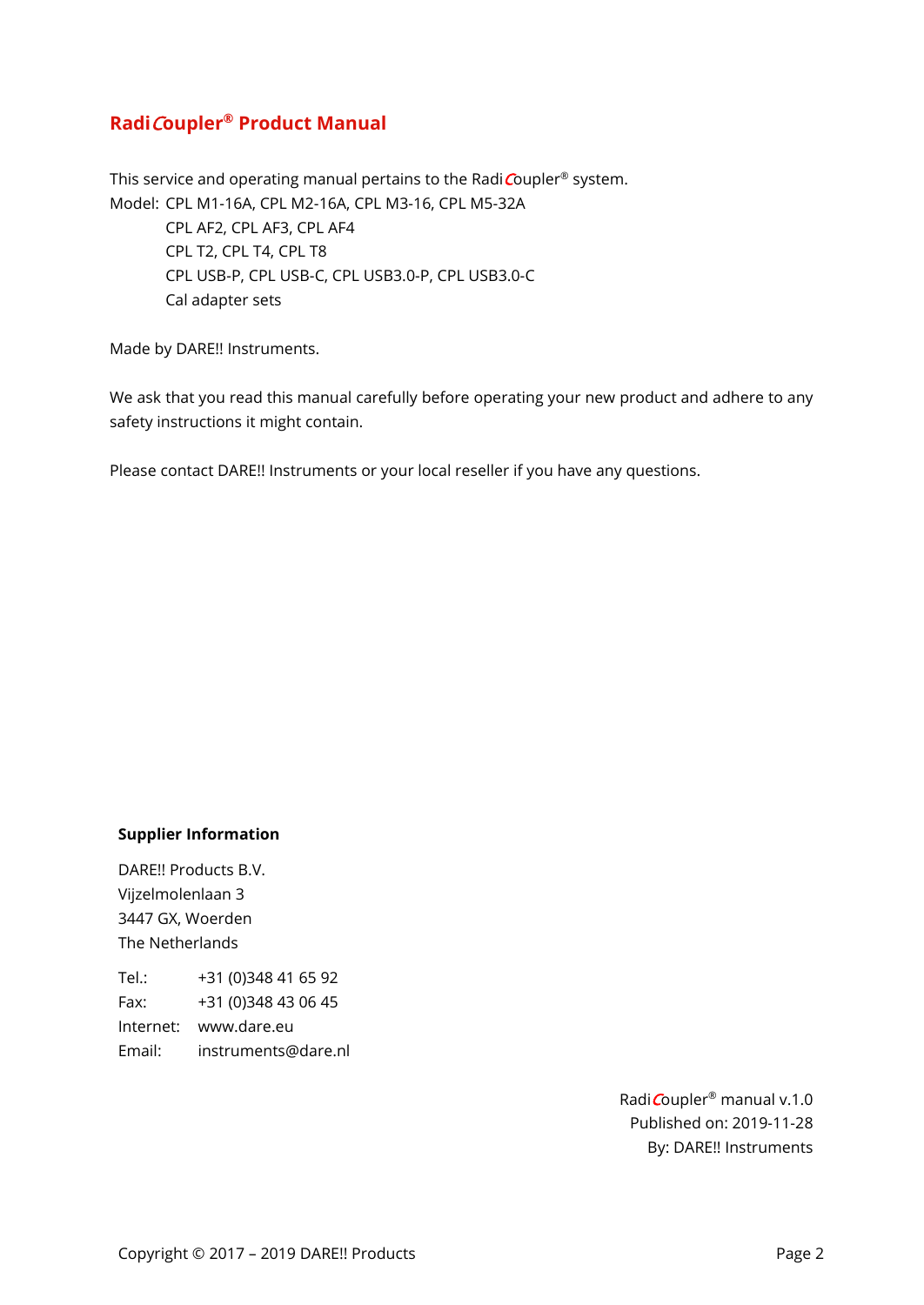# RadiCoupler® Product Manual

This service and operating manual pertains to the RadiCoupler® system.

Model: CPL M1-16A, CPL M2-16A, CPL M3-16, CPL M5-32A
CPL AF2, CPL AF3, CPL AF4
CPL T2, CPL T4, CPL T8
CPL USB-P, CPL USB-C, CPL USB3.0-P, CPL USB3.0-C
Cal adapter sets

Made by DARE!! Instruments.

We ask that you read this manual carefully before operating your new product and adhere to any safety instructions it might contain.

Please contact DARE!! Instruments or your local reseller if you have any questions.

**Supplier Information**

DARE!! Products B.V.
Vijzelmolenlaan 3
3447 GX, Woerden
The Netherlands

Tel.: +31 (0)348 41 65 92
Fax: +31 (0)348 43 06 45
Internet: www.dare.eu
Email: instruments@dare.nl

RadiCoupler® manual v.1.0
Published on: 2019-11-28
By: DARE!! Instruments

Copyright © 2017 – 2019 DARE!! Products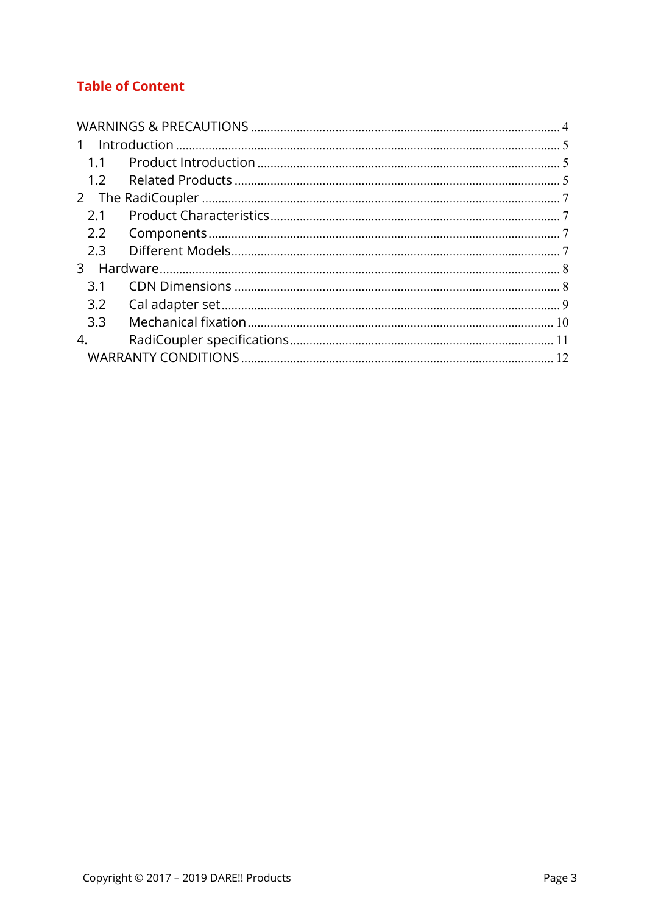## Table of Content

WARNINGS & PRECAUTIONS ..... 4

1 Introduction ..... 5

- 1.1 Product Introduction ..... 5
- 1.2 Related Products ..... 5

2 The RadiCoupler ..... 7

- 2.1 Product Characteristics ..... 7
- 2.2 Components ..... 7
- 2.3 Different Models ..... 7

3 Hardware ..... 8

- 3.1 CDN Dimensions ..... 8
- 3.2 Cal adapter set ..... 9
- 3.3 Mechanical fixation ..... 10

4. RadiCoupler specifications ..... 11

WARRANTY CONDITIONS ..... 12

Copyright © 2017 – 2019 DARE!! Products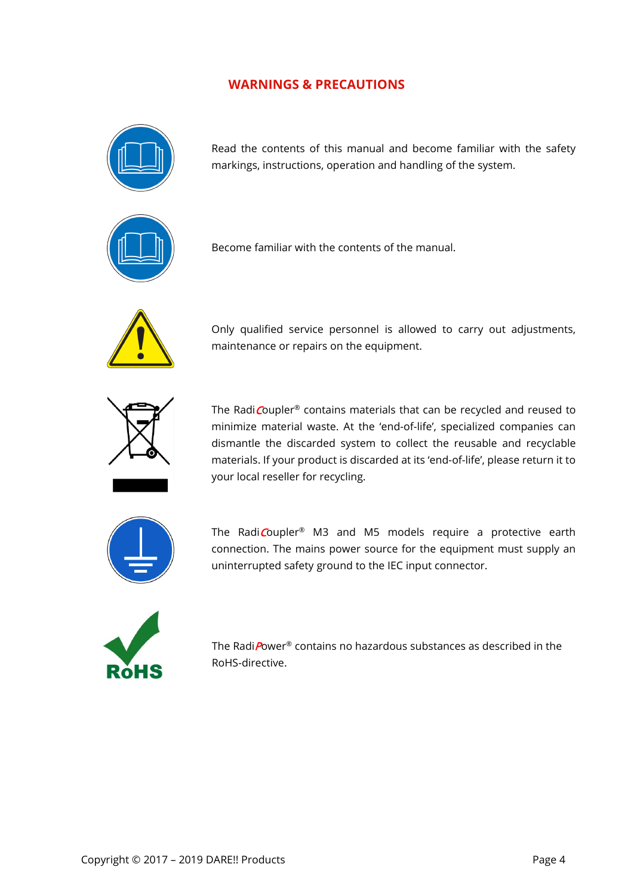## WARNINGS & PRECAUTIONS

Read the contents of this manual and become familiar with the safety markings, instructions, operation and handling of the system.

Become familiar with the contents of the manual.

Only qualified service personnel is allowed to carry out adjustments, maintenance or repairs on the equipment.

The RadiCoupler® contains materials that can be recycled and reused to minimize material waste. At the 'end-of-life', specialized companies can dismantle the discarded system to collect the reusable and recyclable materials. If your product is discarded at its 'end-of-life', please return it to your local reseller for recycling.

The RadiCoupler® M3 and M5 models require a protective earth connection. The mains power source for the equipment must supply an uninterrupted safety ground to the IEC input connector.

RoHS

The RadiPower® contains no hazardous substances as described in the RoHS-directive.

Copyright © 2017 – 2019 DARE!! Products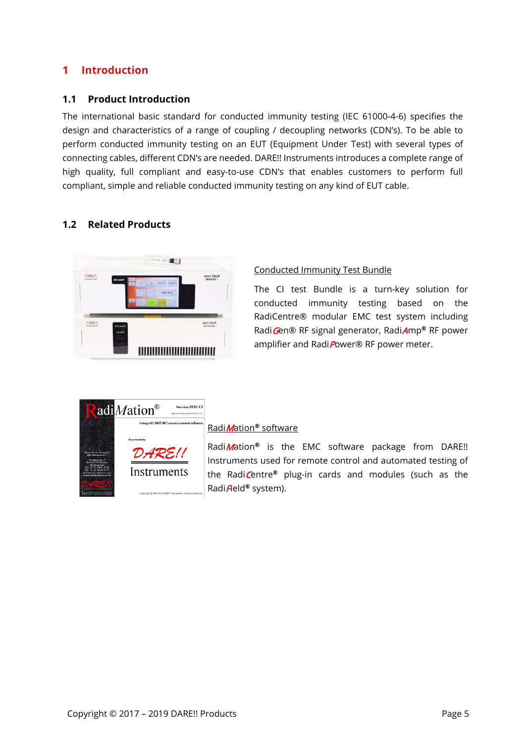# 1 Introduction

## 1.1 Product Introduction

The international basic standard for conducted immunity testing (IEC 61000-4-6) specifies the design and characteristics of a range of coupling / decoupling networks (CDN's). To be able to perform conducted immunity testing on an EUT (Equipment Under Test) with several types of connecting cables, different CDN's are needed. DARE!! Instruments introduces a complete range of high quality, full compliant and easy-to-use CDN's that enables customers to perform full compliant, simple and reliable conducted immunity testing on any kind of EUT cable.

## 1.2 Related Products

Conducted Immunity Test Bundle

The CI test Bundle is a turn-key solution for conducted immunity testing based on the RadiCentre® modular EMC test system including RadiGen® RF signal generator, RadiAmp® RF power amplifier and RadiPower® RF power meter.

RadiMation® software

RadiMation® is the EMC software package from DARE!! Instruments used for remote control and automated testing of the RadiCentre® plug-in cards and modules (such as the RadiField® system).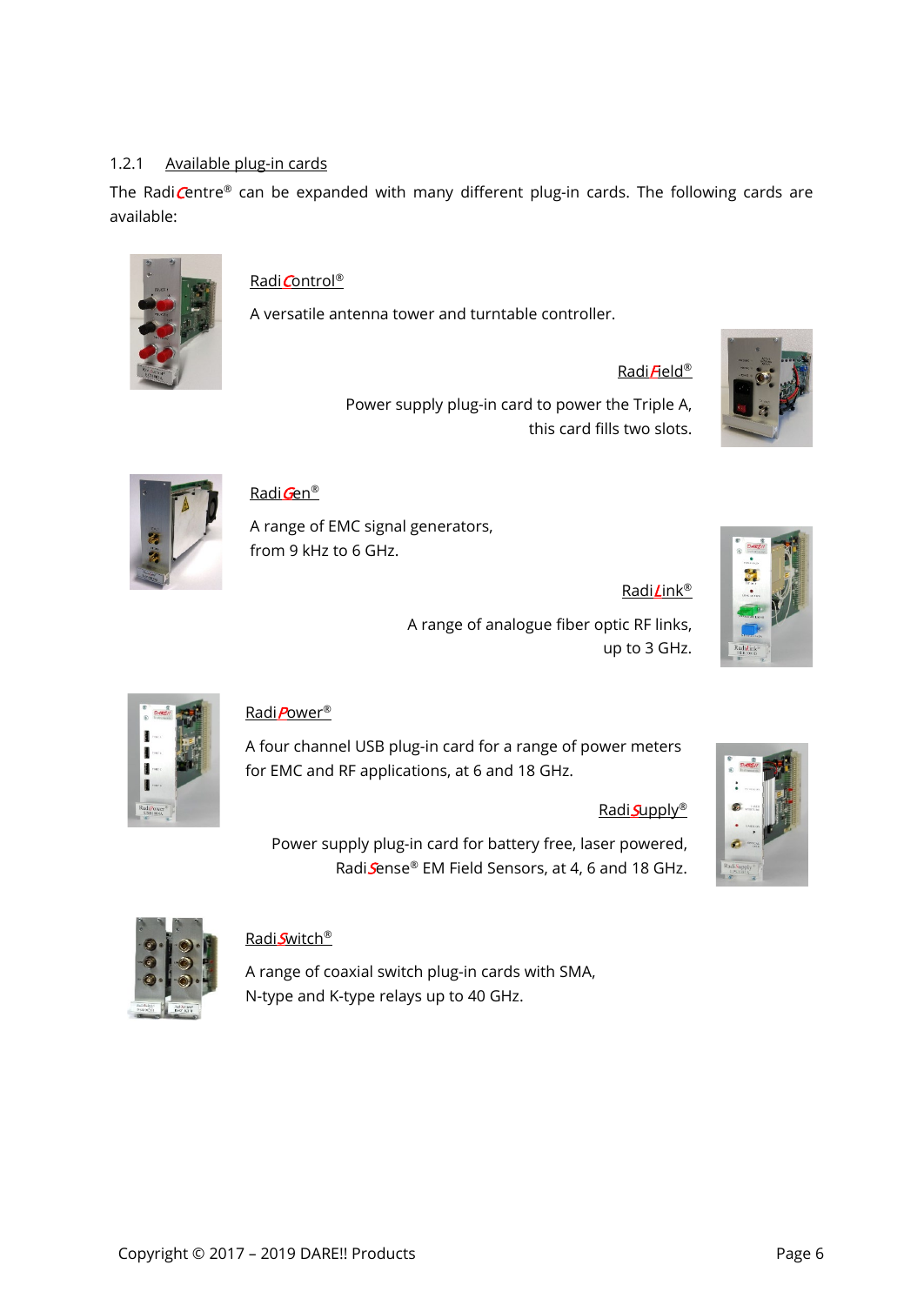### 1.2.1 Available plug-in cards

The Radi*C*entre® can be expanded with many different plug-in cards. The following cards are available:

**Radi*C*ontrol®**

A versatile antenna tower and turntable controller.

**Radi*F*ield®**

Power supply plug-in card to power the Triple A, this card fills two slots.

**Radi*G*en®**

A range of EMC signal generators, from 9 kHz to 6 GHz.

**Radi*L*ink®**

A range of analogue fiber optic RF links, up to 3 GHz.

**Radi*P*ower®**

A four channel USB plug-in card for a range of power meters for EMC and RF applications, at 6 and 18 GHz.

**Radi*S*upply®**

Power supply plug-in card for battery free, laser powered, Radi*S*ense® EM Field Sensors, at 4, 6 and 18 GHz.

**Radi*S*witch®**

A range of coaxial switch plug-in cards with SMA, N-type and K-type relays up to 40 GHz.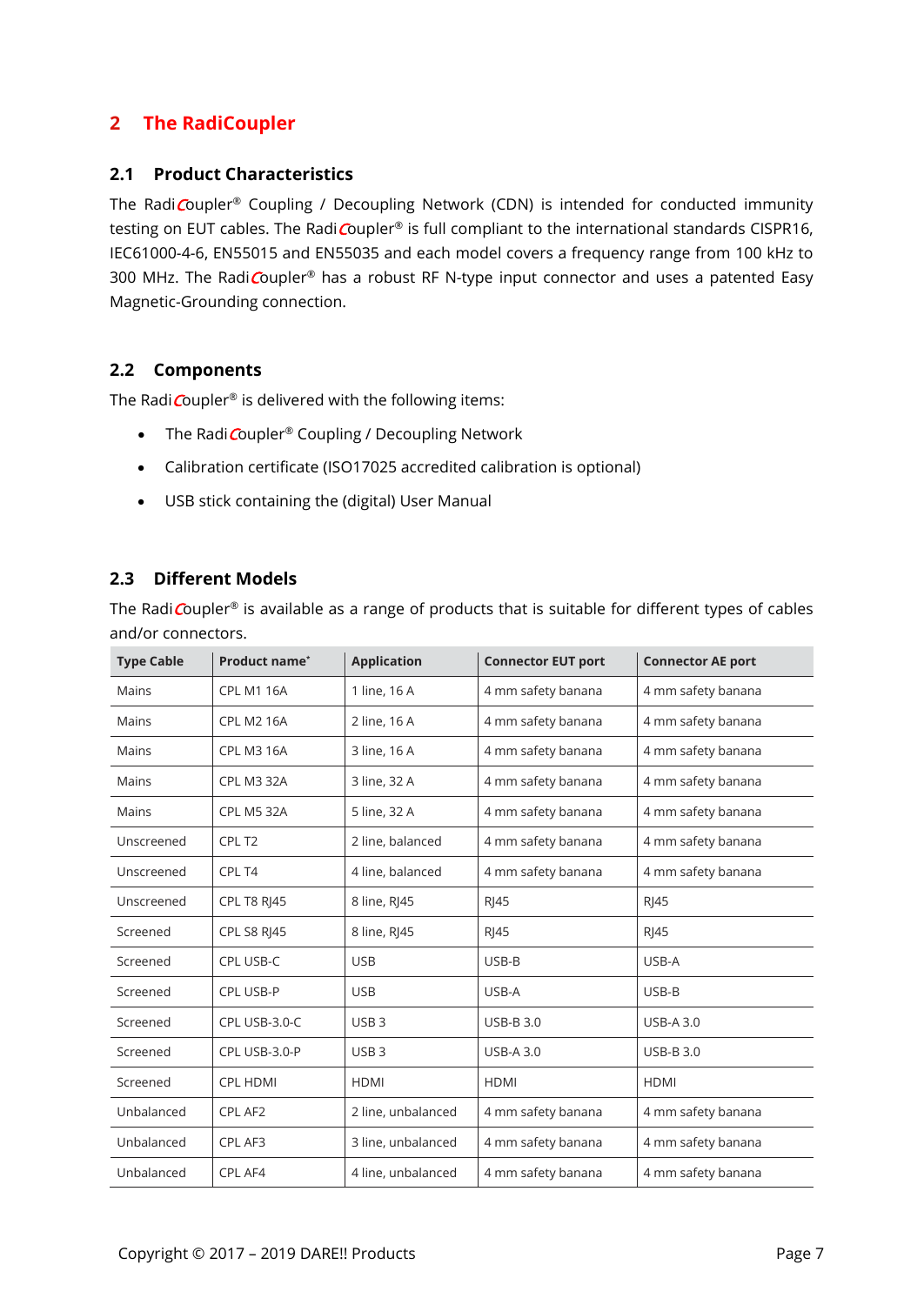# 2 The RadiCoupler

## 2.1 Product Characteristics

The RadiCoupler® Coupling / Decoupling Network (CDN) is intended for conducted immunity testing on EUT cables. The RadiCoupler® is full compliant to the international standards CISPR16, IEC61000-4-6, EN55015 and EN55035 and each model covers a frequency range from 100 kHz to 300 MHz. The RadiCoupler® has a robust RF N-type input connector and uses a patented Easy Magnetic-Grounding connection.

## 2.2 Components

The RadiCoupler® is delivered with the following items:

- The RadiCoupler® Coupling / Decoupling Network
- Calibration certificate (ISO17025 accredited calibration is optional)
- USB stick containing the (digital) User Manual

## 2.3 Different Models

The RadiCoupler® is available as a range of products that is suitable for different types of cables and/or connectors.

| Type Cable | Product name* | Application | Connector EUT port | Connector AE port |
|---|---|---|---|---|
| Mains | CPL M1 16A | 1 line, 16 A | 4 mm safety banana | 4 mm safety banana |
| Mains | CPL M2 16A | 2 line, 16 A | 4 mm safety banana | 4 mm safety banana |
| Mains | CPL M3 16A | 3 line, 16 A | 4 mm safety banana | 4 mm safety banana |
| Mains | CPL M3 32A | 3 line, 32 A | 4 mm safety banana | 4 mm safety banana |
| Mains | CPL M5 32A | 5 line, 32 A | 4 mm safety banana | 4 mm safety banana |
| Unscreened | CPL T2 | 2 line, balanced | 4 mm safety banana | 4 mm safety banana |
| Unscreened | CPL T4 | 4 line, balanced | 4 mm safety banana | 4 mm safety banana |
| Unscreened | CPL T8 RJ45 | 8 line, RJ45 | RJ45 | RJ45 |
| Screened | CPL S8 RJ45 | 8 line, RJ45 | RJ45 | RJ45 |
| Screened | CPL USB-C | USB | USB-B | USB-A |
| Screened | CPL USB-P | USB | USB-A | USB-B |
| Screened | CPL USB-3.0-C | USB 3 | USB-B 3.0 | USB-A 3.0 |
| Screened | CPL USB-3.0-P | USB 3 | USB-A 3.0 | USB-B 3.0 |
| Screened | CPL HDMI | HDMI | HDMI | HDMI |
| Unbalanced | CPL AF2 | 2 line, unbalanced | 4 mm safety banana | 4 mm safety banana |
| Unbalanced | CPL AF3 | 3 line, unbalanced | 4 mm safety banana | 4 mm safety banana |
| Unbalanced | CPL AF4 | 4 line, unbalanced | 4 mm safety banana | 4 mm safety banana |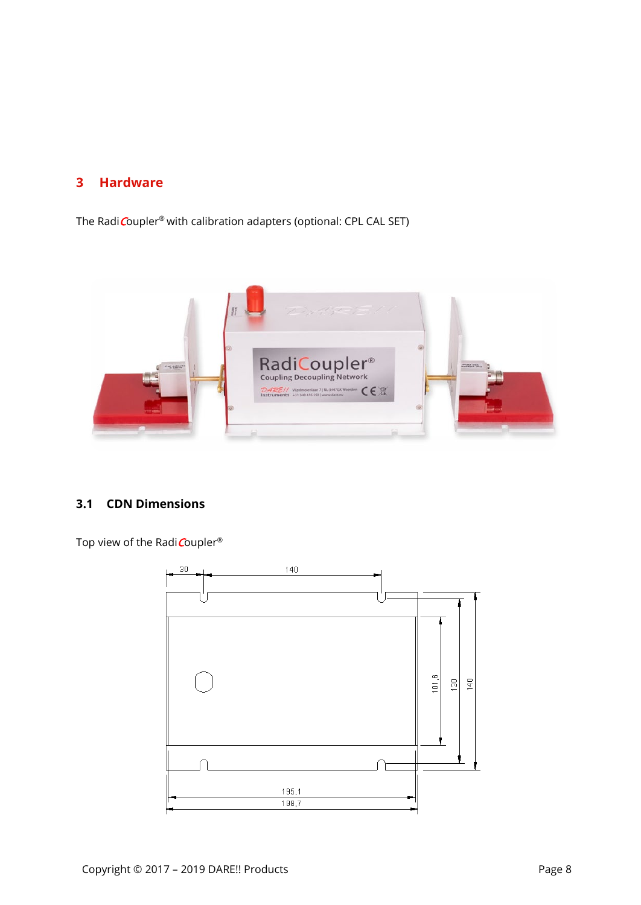# 3 Hardware

The RadiCoupler® with calibration adapters (optional: CPL CAL SET)

## 3.1 CDN Dimensions

Top view of the RadiCoupler®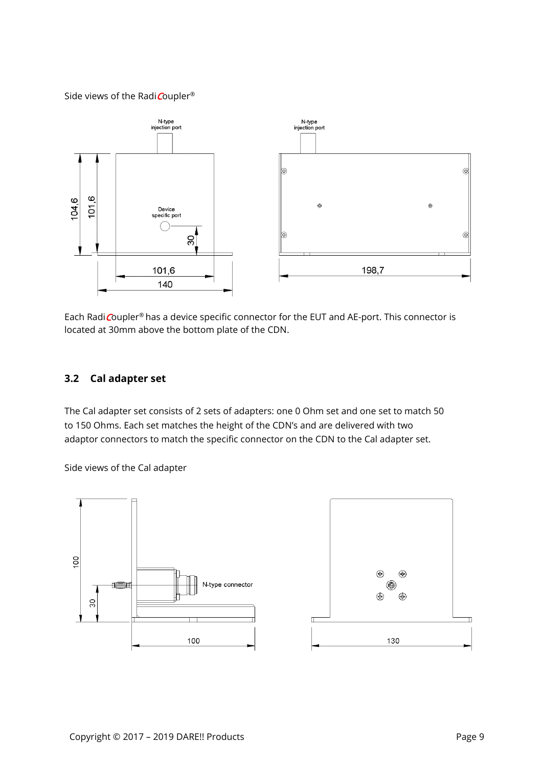Side views of the RadiCoupler®

Each RadiCoupler® has a device specific connector for the EUT and AE-port. This connector is located at 30mm above the bottom plate of the CDN.

### 3.2 Cal adapter set

The Cal adapter set consists of 2 sets of adapters: one 0 Ohm set and one set to match 50 to 150 Ohms. Each set matches the height of the CDN's and are delivered with two adaptor connectors to match the specific connector on the CDN to the Cal adapter set.

Side views of the Cal adapter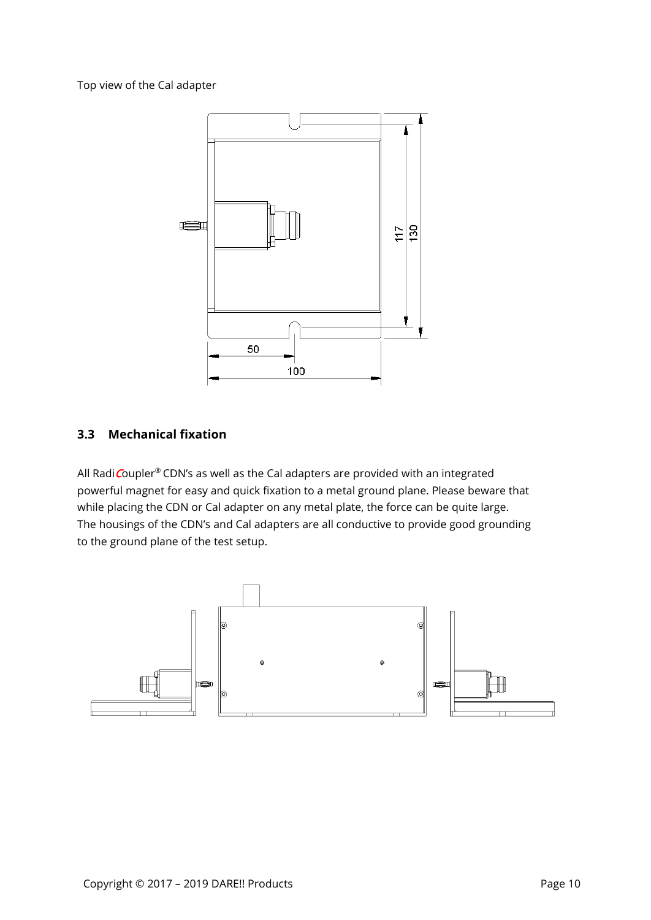Top view of the Cal adapter

### 3.3 Mechanical fixation

All RadiCoupler® CDN's as well as the Cal adapters are provided with an integrated powerful magnet for easy and quick fixation to a metal ground plane. Please beware that while placing the CDN or Cal adapter on any metal plate, the force can be quite large. The housings of the CDN's and Cal adapters are all conductive to provide good grounding to the ground plane of the test setup.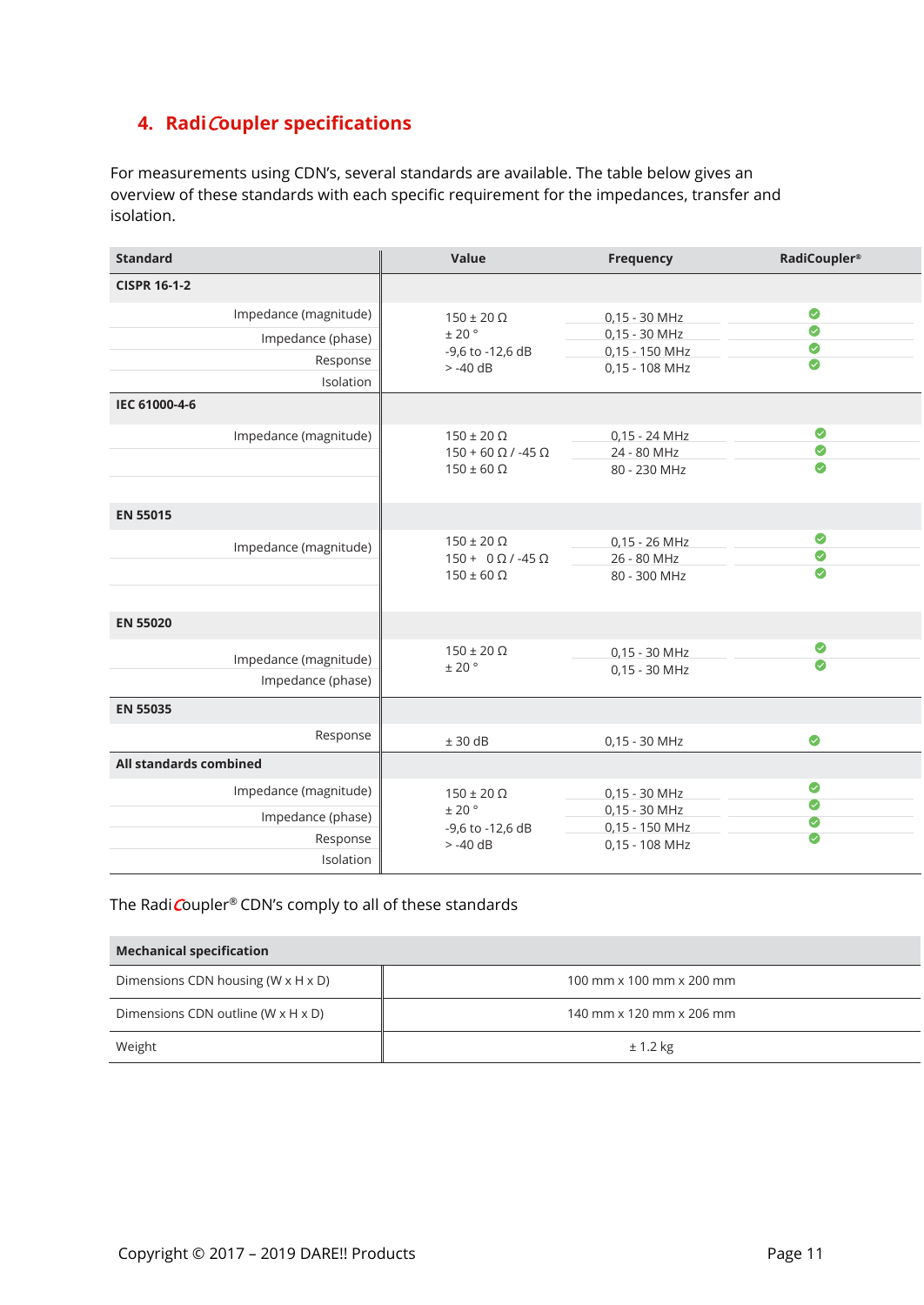## 4. RadiCoupler specifications

For measurements using CDN's, several standards are available. The table below gives an overview of these standards with each specific requirement for the impedances, transfer and isolation.

| Standard | Value | Frequency | RadiCoupler® |
|---|---|---|---|
| **CISPR 16-1-2** | | | |
| Impedance (magnitude) | 150 ± 20 Ω | 0,15 - 30 MHz | ✓ |
| Impedance (phase) | ± 20 ° | 0,15 - 30 MHz | ✓ |
| Response | -9,6 to -12,6 dB | 0,15 - 150 MHz | ✓ |
| Isolation | > -40 dB | 0,15 - 108 MHz | ✓ |
| **IEC 61000-4-6** | | | |
| Impedance (magnitude) | 150 ± 20 Ω | 0,15 - 24 MHz | ✓ |
| | 150 + 60 Ω / -45 Ω | 24 - 80 MHz | ✓ |
| | 150 ± 60 Ω | 80 - 230 MHz | ✓ |
| **EN 55015** | | | |
| Impedance (magnitude) | 150 ± 20 Ω | 0,15 - 26 MHz | ✓ |
| | 150 + 0 Ω / -45 Ω | 26 - 80 MHz | ✓ |
| | 150 ± 60 Ω | 80 - 300 MHz | ✓ |
| **EN 55020** | | | |
| Impedance (magnitude) | 150 ± 20 Ω | 0,15 - 30 MHz | ✓ |
| Impedance (phase) | ± 20 ° | 0,15 - 30 MHz | ✓ |
| **EN 55035** | | | |
| Response | ± 30 dB | 0,15 - 30 MHz | ✓ |
| **All standards combined** | | | |
| Impedance (magnitude) | 150 ± 20 Ω | 0,15 - 30 MHz | ✓ |
| Impedance (phase) | ± 20 ° | 0,15 - 30 MHz | ✓ |
| Response | -9,6 to -12,6 dB | 0,15 - 150 MHz | ✓ |
| Isolation | > -40 dB | 0,15 - 108 MHz | ✓ |

The RadiCoupler® CDN's comply to all of these standards

| Mechanical specification | |
|---|---|
| Dimensions CDN housing (W x H x D) | 100 mm x 100 mm x 200 mm |
| Dimensions CDN outline (W x H x D) | 140 mm x 120 mm x 206 mm |
| Weight | ± 1.2 kg |

Copyright © 2017 – 2019 DARE!! Products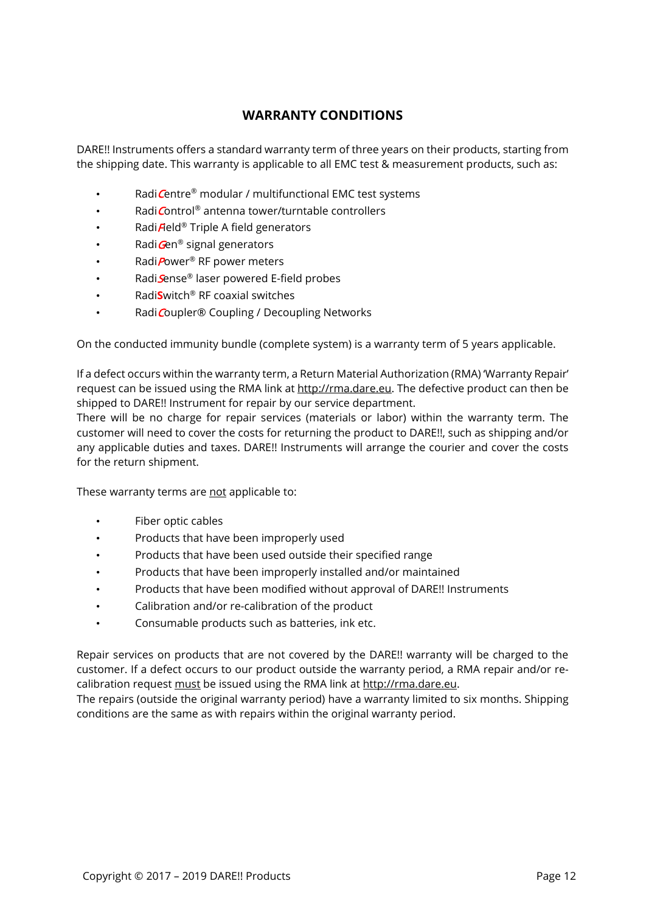## WARRANTY CONDITIONS

DARE!! Instruments offers a standard warranty term of three years on their products, starting from the shipping date. This warranty is applicable to all EMC test & measurement products, such as:

- RadiCentre® modular / multifunctional EMC test systems
- RadiControl® antenna tower/turntable controllers
- RadiField® Triple A field generators
- RadiGen® signal generators
- RadiPower® RF power meters
- RadiSense® laser powered E-field probes
- RadiSwitch® RF coaxial switches
- RadiCoupler® Coupling / Decoupling Networks

On the conducted immunity bundle (complete system) is a warranty term of 5 years applicable.

If a defect occurs within the warranty term, a Return Material Authorization (RMA) 'Warranty Repair' request can be issued using the RMA link at http://rma.dare.eu. The defective product can then be shipped to DARE!! Instrument for repair by our service department.
There will be no charge for repair services (materials or labor) within the warranty term. The customer will need to cover the costs for returning the product to DARE!!, such as shipping and/or any applicable duties and taxes. DARE!! Instruments will arrange the courier and cover the costs for the return shipment.

These warranty terms are not applicable to:

- Fiber optic cables
- Products that have been improperly used
- Products that have been used outside their specified range
- Products that have been improperly installed and/or maintained
- Products that have been modified without approval of DARE!! Instruments
- Calibration and/or re-calibration of the product
- Consumable products such as batteries, ink etc.

Repair services on products that are not covered by the DARE!! warranty will be charged to the customer. If a defect occurs to our product outside the warranty period, a RMA repair and/or re-calibration request must be issued using the RMA link at http://rma.dare.eu.
The repairs (outside the original warranty period) have a warranty limited to six months. Shipping conditions are the same as with repairs within the original warranty period.